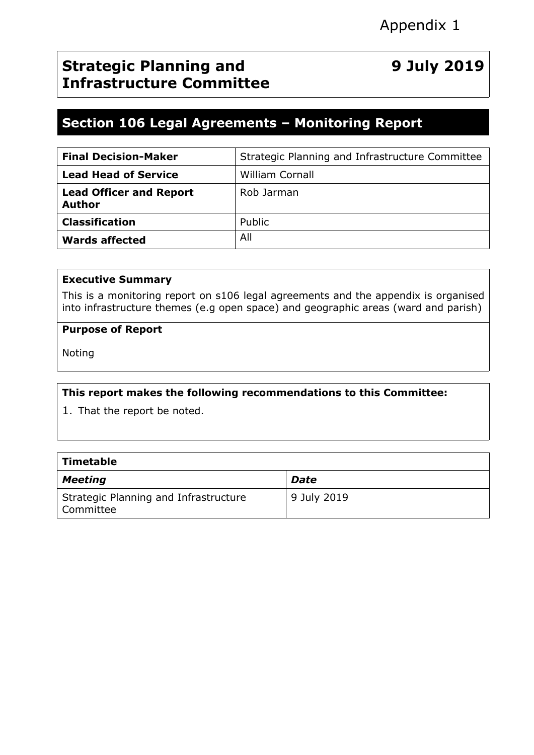Appendix 1

# Strategic Planning and Infrastructure Committee

**9 July 2019**

## Section 106 Legal Agreements – Monitoring Report

| | |
|---|---|
| **Final Decision-Maker** | Strategic Planning and Infrastructure Committee |
| **Lead Head of Service** | William Cornall |
| **Lead Officer and Report Author** | Rob Jarman |
| **Classification** | Public |
| **Wards affected** | All |

**Executive Summary**

This is a monitoring report on s106 legal agreements and the appendix is organised into infrastructure themes (e.g open space) and geographic areas (ward and parish)

**Purpose of Report**

Noting

**This report makes the following recommendations to this Committee:**

1. That the report be noted.

| **Timetable** | |
|---|---|
| ***Meeting*** | ***Date*** |
| Strategic Planning and Infrastructure Committee | 9 July 2019 |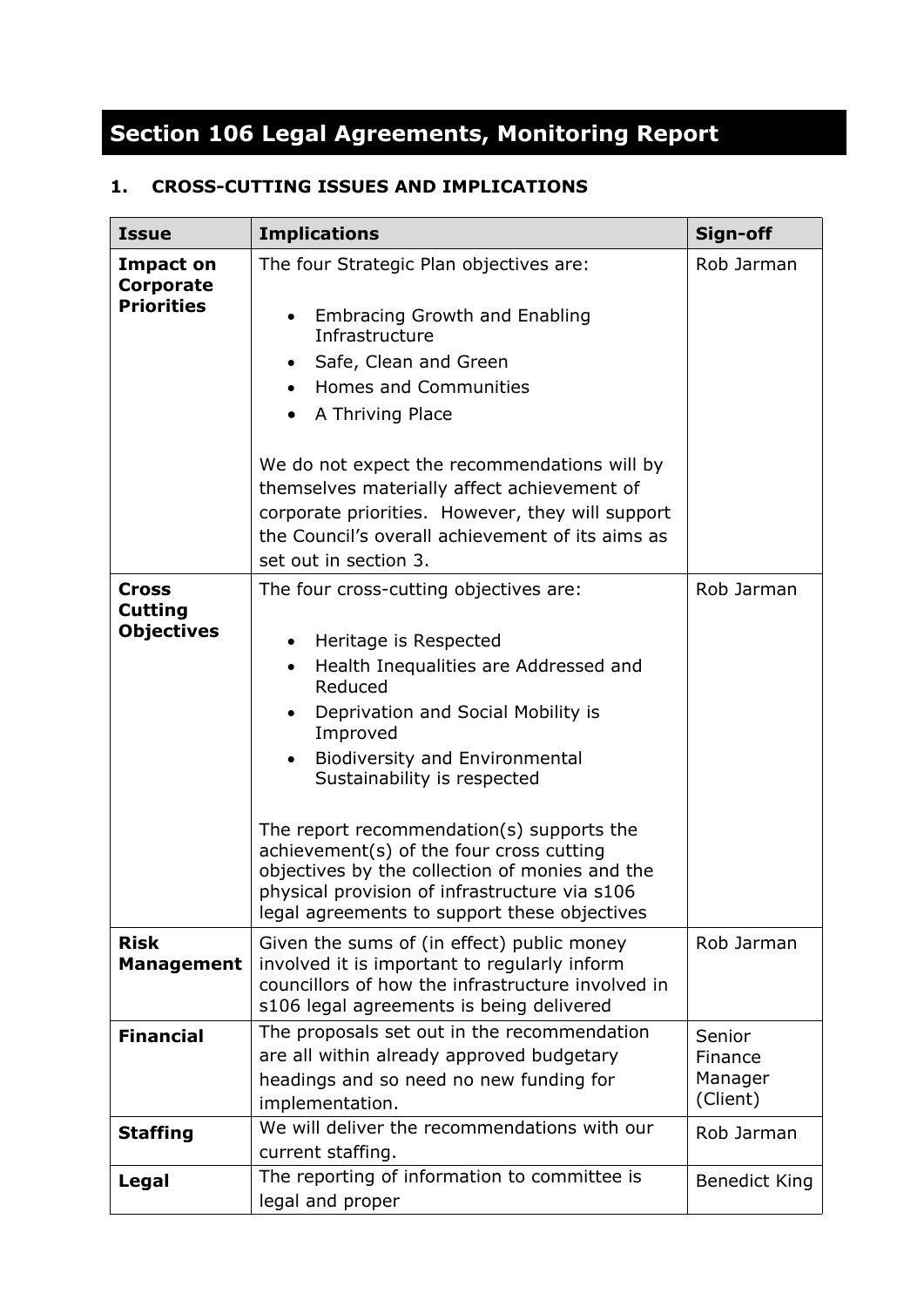# Section 106 Legal Agreements, Monitoring Report

## 1. CROSS-CUTTING ISSUES AND IMPLICATIONS

| Issue | Implications | Sign-off |
|---|---|---|
| **Impact on Corporate Priorities** | The four Strategic Plan objectives are:<br><br>• Embracing Growth and Enabling Infrastructure<br>• Safe, Clean and Green<br>• Homes and Communities<br>• A Thriving Place<br><br>We do not expect the recommendations will by themselves materially affect achievement of corporate priorities. However, they will support the Council's overall achievement of its aims as set out in section 3. | Rob Jarman |
| **Cross Cutting Objectives** | The four cross-cutting objectives are:<br><br>• Heritage is Respected<br>• Health Inequalities are Addressed and Reduced<br>• Deprivation and Social Mobility is Improved<br>• Biodiversity and Environmental Sustainability is respected<br><br>The report recommendation(s) supports the achievement(s) of the four cross cutting objectives by the collection of monies and the physical provision of infrastructure via s106 legal agreements to support these objectives | Rob Jarman |
| **Risk Management** | Given the sums of (in effect) public money involved it is important to regularly inform councillors of how the infrastructure involved in s106 legal agreements is being delivered | Rob Jarman |
| **Financial** | The proposals set out in the recommendation are all within already approved budgetary headings and so need no new funding for implementation. | Senior Finance Manager (Client) |
| **Staffing** | We will deliver the recommendations with our current staffing. | Rob Jarman |
| **Legal** | The reporting of information to committee is legal and proper | Benedict King |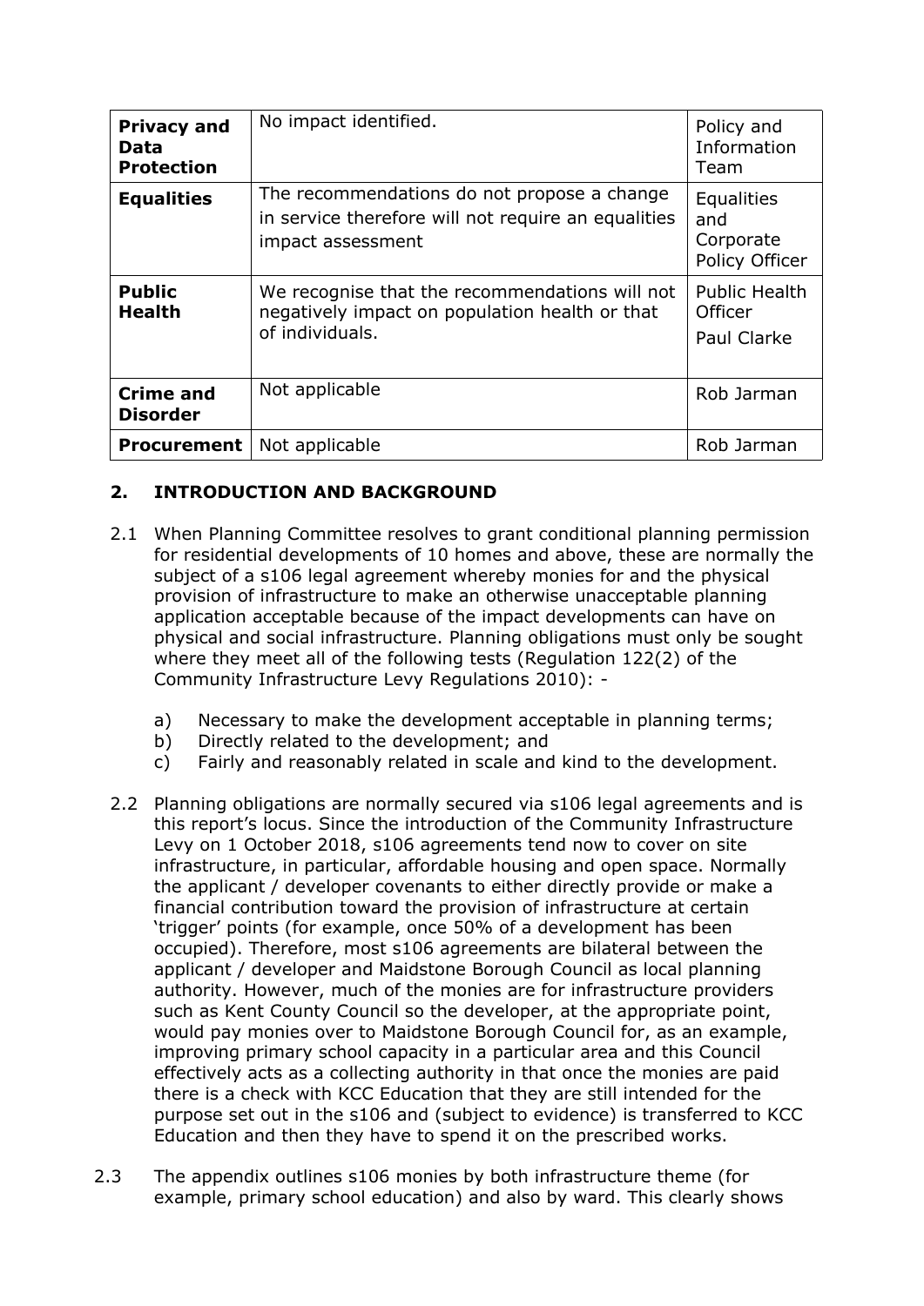| **Privacy and Data Protection** | No impact identified. | Policy and Information Team |
|---|---|---|
| **Equalities** | The recommendations do not propose a change in service therefore will not require an equalities impact assessment | Equalities and Corporate Policy Officer |
| **Public Health** | We recognise that the recommendations will not negatively impact on population health or that of individuals. | Public Health Officer<br>Paul Clarke |
| **Crime and Disorder** | Not applicable | Rob Jarman |
| **Procurement** | Not applicable | Rob Jarman |

## 2. INTRODUCTION AND BACKGROUND

2.1 When Planning Committee resolves to grant conditional planning permission for residential developments of 10 homes and above, these are normally the subject of a s106 legal agreement whereby monies for and the physical provision of infrastructure to make an otherwise unacceptable planning application acceptable because of the impact developments can have on physical and social infrastructure. Planning obligations must only be sought where they meet all of the following tests (Regulation 122(2) of the Community Infrastructure Levy Regulations 2010): -

a) Necessary to make the development acceptable in planning terms;
b) Directly related to the development; and
c) Fairly and reasonably related in scale and kind to the development.

2.2 Planning obligations are normally secured via s106 legal agreements and is this report's locus. Since the introduction of the Community Infrastructure Levy on 1 October 2018, s106 agreements tend now to cover on site infrastructure, in particular, affordable housing and open space. Normally the applicant / developer covenants to either directly provide or make a financial contribution toward the provision of infrastructure at certain 'trigger' points (for example, once 50% of a development has been occupied). Therefore, most s106 agreements are bilateral between the applicant / developer and Maidstone Borough Council as local planning authority. However, much of the monies are for infrastructure providers such as Kent County Council so the developer, at the appropriate point, would pay monies over to Maidstone Borough Council for, as an example, improving primary school capacity in a particular area and this Council effectively acts as a collecting authority in that once the monies are paid there is a check with KCC Education that they are still intended for the purpose set out in the s106 and (subject to evidence) is transferred to KCC Education and then they have to spend it on the prescribed works.

2.3 The appendix outlines s106 monies by both infrastructure theme (for example, primary school education) and also by ward. This clearly shows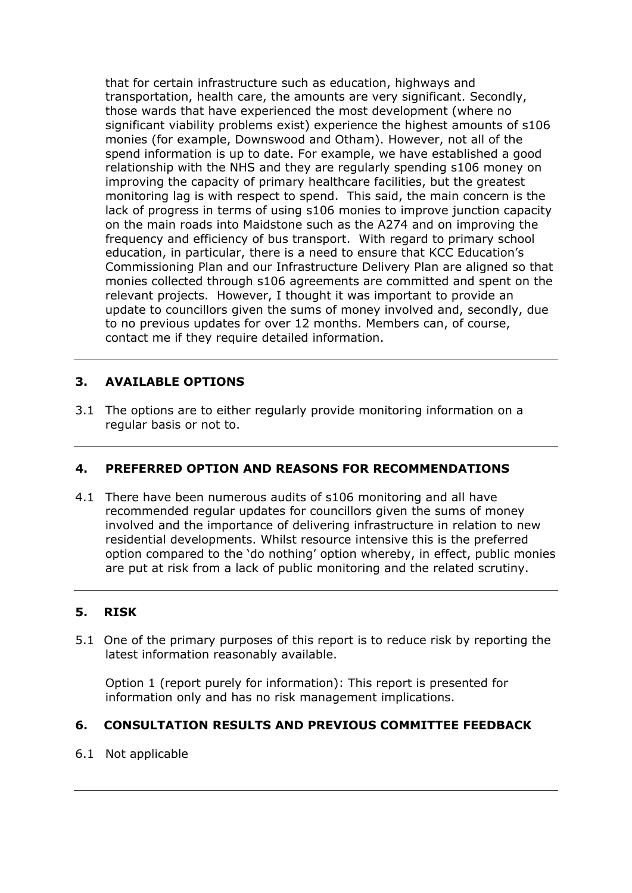that for certain infrastructure such as education, highways and transportation, health care, the amounts are very significant. Secondly, those wards that have experienced the most development (where no significant viability problems exist) experience the highest amounts of s106 monies (for example, Downswood and Otham). However, not all of the spend information is up to date. For example, we have established a good relationship with the NHS and they are regularly spending s106 money on improving the capacity of primary healthcare facilities, but the greatest monitoring lag is with respect to spend. This said, the main concern is the lack of progress in terms of using s106 monies to improve junction capacity on the main roads into Maidstone such as the A274 and on improving the frequency and efficiency of bus transport. With regard to primary school education, in particular, there is a need to ensure that KCC Education's Commissioning Plan and our Infrastructure Delivery Plan are aligned so that monies collected through s106 agreements are committed and spent on the relevant projects. However, I thought it was important to provide an update to councillors given the sums of money involved and, secondly, due to no previous updates for over 12 months. Members can, of course, contact me if they require detailed information.

## 3. AVAILABLE OPTIONS

3.1 The options are to either regularly provide monitoring information on a regular basis or not to.

## 4. PREFERRED OPTION AND REASONS FOR RECOMMENDATIONS

4.1 There have been numerous audits of s106 monitoring and all have recommended regular updates for councillors given the sums of money involved and the importance of delivering infrastructure in relation to new residential developments. Whilst resource intensive this is the preferred option compared to the 'do nothing' option whereby, in effect, public monies are put at risk from a lack of public monitoring and the related scrutiny.

## 5. RISK

5.1 One of the primary purposes of this report is to reduce risk by reporting the latest information reasonably available.

Option 1 (report purely for information): This report is presented for information only and has no risk management implications.

## 6. CONSULTATION RESULTS AND PREVIOUS COMMITTEE FEEDBACK

6.1 Not applicable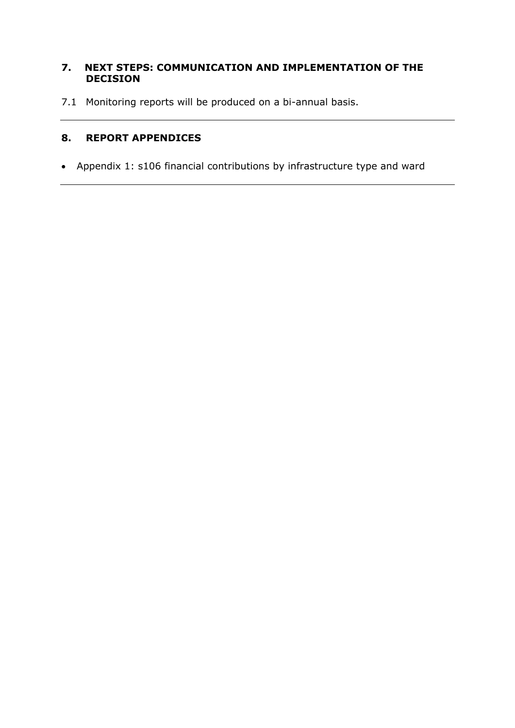## 7. NEXT STEPS: COMMUNICATION AND IMPLEMENTATION OF THE DECISION

7.1 Monitoring reports will be produced on a bi-annual basis.

---

## 8. REPORT APPENDICES

- Appendix 1: s106 financial contributions by infrastructure type and ward

---